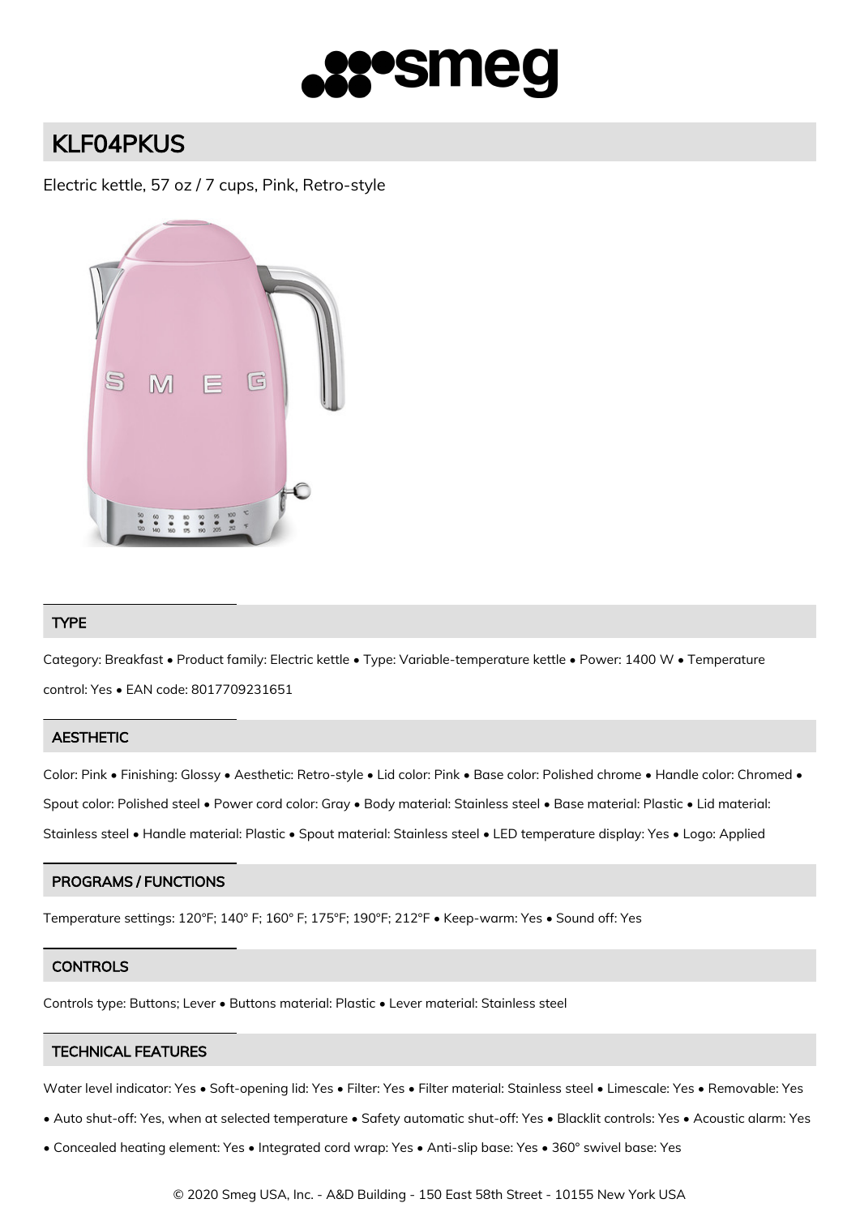# KLF04PKUS

Electric kettle, 57 oz / 7 cups, Pink, Retro-style

## TYPE

Category: Breakfast • Product family: Electric kettle • Type: Variable-temperature kettle • Power: 1400 W • Temperature control: Yes • EAN code: 8017709231651

## AESTHETIC

Color: Pink • Finishing: Glossy • Aesthetic: Retro-style • Lid color: Pink • Base color: Polished chrome • Handle color: Chromed • Spout color: Polished steel • Power cord color: Gray • Body material: Stainless steel • Base material: Plastic • Lid material: Stainless steel • Handle material: Plastic • Spout material: Stainless steel • LED temperature display: Yes • Logo: Applied

## PROGRAMS / FUNCTIONS

Temperature settings: 120°F; 140° F; 160° F; 175°F; 190°F; 212°F • Keep-warm: Yes • Sound off: Yes

## CONTROLS

Controls type: Buttons; Lever • Buttons material: Plastic • Lever material: Stainless steel

## TECHNICAL FEATURES

Water level indicator: Yes • Soft-opening lid: Yes • Filter: Yes • Filter material: Stainless steel • Limescale: Yes • Removable: Yes • Auto shut-off: Yes, when at selected temperature • Safety automatic shut-off: Yes • Blacklit controls: Yes • Acoustic alarm: Yes • Concealed heating element: Yes • Integrated cord wrap: Yes • Anti-slip base: Yes • 360° swivel base: Yes

© 2020 Smeg USA, Inc. - A&D Building - 150 East 58th Street - 10155 New York USA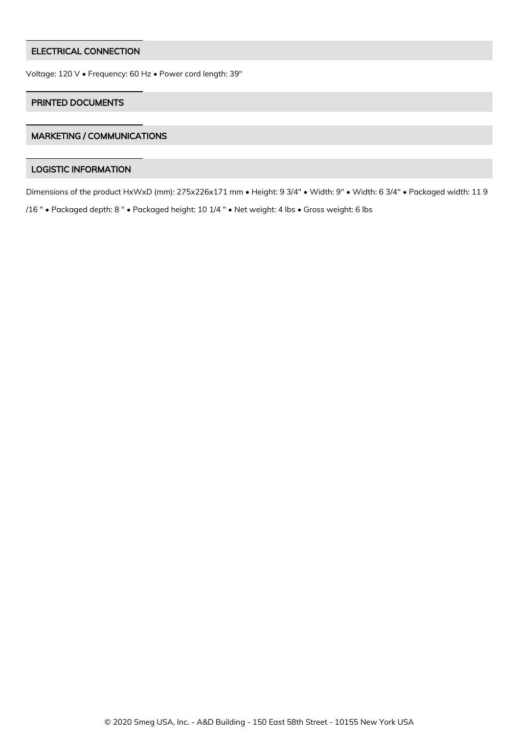## ELECTRICAL CONNECTION

Voltage: 120 V • Frequency: 60 Hz • Power cord length: 39"

## PRINTED DOCUMENTS

## MARKETING / COMMUNICATIONS

## LOGISTIC INFORMATION

Dimensions of the product HxWxD (mm): 275x226x171 mm • Height: 9 3/4" • Width: 9" • Width: 6 3/4" • Packaged width: 11 9/16 " • Packaged depth: 8 " • Packaged height: 10 1/4 " • Net weight: 4 lbs • Gross weight: 6 lbs

© 2020 Smeg USA, Inc. - A&D Building - 150 East 58th Street - 10155 New York USA